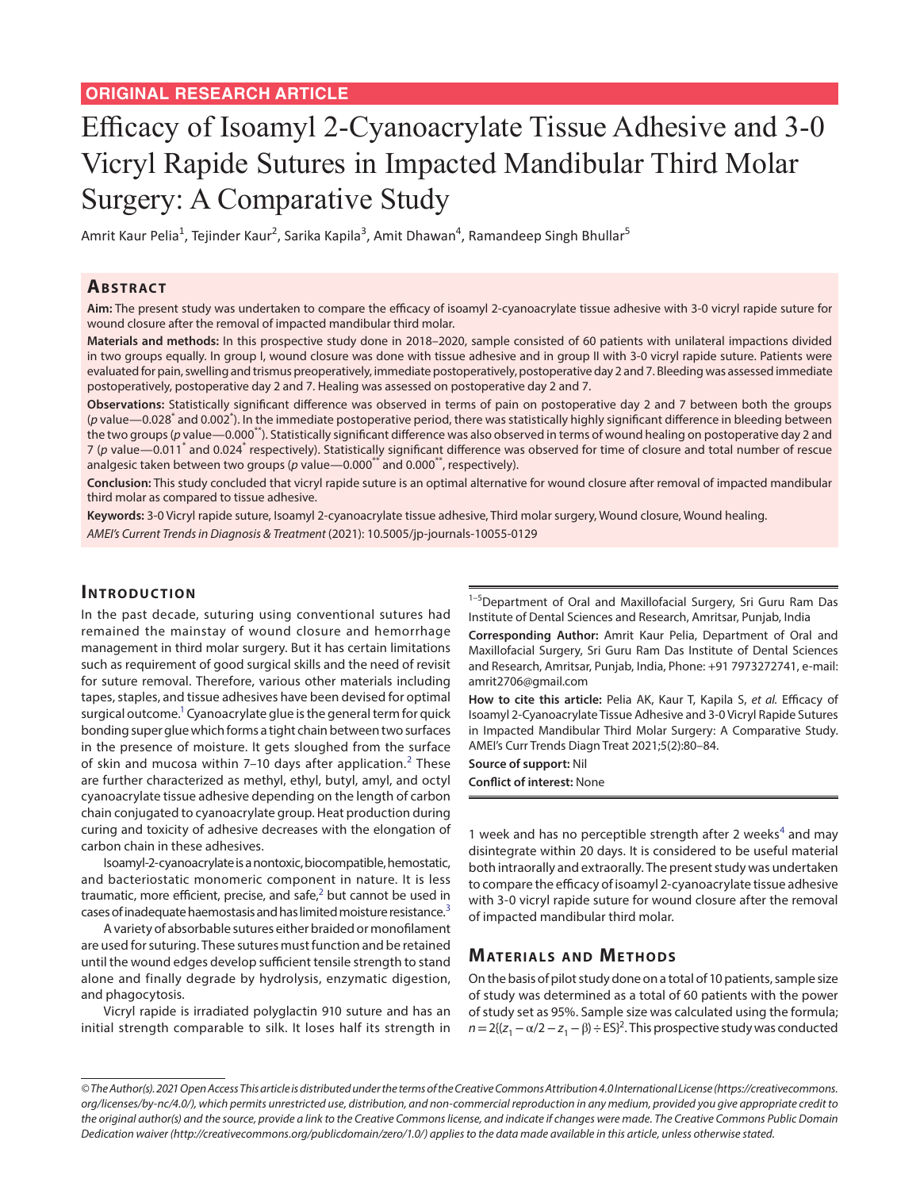ORIGINAL RESEARCH ARTICLE

# Efficacy of Isoamyl 2-Cyanoacrylate Tissue Adhesive and 3-0 Vicryl Rapide Sutures in Impacted Mandibular Third Molar Surgery: A Comparative Study

Amrit Kaur Pelia[1], Tejinder Kaur[2], Sarika Kapila[3], Amit Dhawan[4], Ramandeep Singh Bhullar[5]

## Abstract

**Aim:** The present study was undertaken to compare the efficacy of isoamyl 2-cyanoacrylate tissue adhesive with 3-0 vicryl rapide suture for wound closure after the removal of impacted mandibular third molar.

**Materials and methods:** In this prospective study done in 2018–2020, sample consisted of 60 patients with unilateral impactions divided in two groups equally. In group I, wound closure was done with tissue adhesive and in group II with 3-0 vicryl rapide suture. Patients were evaluated for pain, swelling and trismus preoperatively, immediate postoperatively, postoperative day 2 and 7. Bleeding was assessed immediate postoperatively, postoperative day 2 and 7. Healing was assessed on postoperative day 2 and 7.

**Observations:** Statistically significant difference was observed in terms of pain on postoperative day 2 and 7 between both the groups (*p* value—0.028* and 0.002*). In the immediate postoperative period, there was statistically highly significant difference in bleeding between the two groups (*p* value—0.000**). Statistically significant difference was also observed in terms of wound healing on postoperative day 2 and 7 (*p* value—0.011* and 0.024* respectively). Statistically significant difference was observed for time of closure and total number of rescue analgesic taken between two groups (*p* value—0.000** and 0.000**, respectively).

**Conclusion:** This study concluded that vicryl rapide suture is an optimal alternative for wound closure after removal of impacted mandibular third molar as compared to tissue adhesive.

**Keywords:** 3-0 Vicryl rapide suture, Isoamyl 2-cyanoacrylate tissue adhesive, Third molar surgery, Wound closure, Wound healing.

*AMEI's Current Trends in Diagnosis & Treatment* (2021): 10.5005/jp-journals-10055-0129

## Introduction

In the past decade, suturing using conventional sutures had remained the mainstay of wound closure and hemorrhage management in third molar surgery. But it has certain limitations such as requirement of good surgical skills and the need of revisit for suture removal. Therefore, various other materials including tapes, staples, and tissue adhesives have been devised for optimal surgical outcome.[1] Cyanoacrylate glue is the general term for quick bonding super glue which forms a tight chain between two surfaces in the presence of moisture. It gets sloughed from the surface of skin and mucosa within 7–10 days after application.[2] These are further characterized as methyl, ethyl, butyl, amyl, and octyl cyanoacrylate tissue adhesive depending on the length of carbon chain conjugated to cyanoacrylate group. Heat production during curing and toxicity of adhesive decreases with the elongation of carbon chain in these adhesives.

Isoamyl-2-cyanoacrylate is a nontoxic, biocompatible, hemostatic, and bacteriostatic monomeric component in nature. It is less traumatic, more efficient, precise, and safe,[2] but cannot be used in cases of inadequate haemostasis and has limited moisture resistance.[3]

A variety of absorbable sutures either braided or monofilament are used for suturing. These sutures must function and be retained until the wound edges develop sufficient tensile strength to stand alone and finally degrade by hydrolysis, enzymatic digestion, and phagocytosis.

Vicryl rapide is irradiated polyglactin 910 suture and has an initial strength comparable to silk. It loses half its strength in 1 week and has no perceptible strength after 2 weeks[4] and may disintegrate within 20 days. It is considered to be useful material both intraorally and extraorally. The present study was undertaken to compare the efficacy of isoamyl 2-cyanoacrylate tissue adhesive with 3-0 vicryl rapide suture for wound closure after the removal of impacted mandibular third molar.

[1–5]Department of Oral and Maxillofacial Surgery, Sri Guru Ram Das Institute of Dental Sciences and Research, Amritsar, Punjab, India

**Corresponding Author:** Amrit Kaur Pelia, Department of Oral and Maxillofacial Surgery, Sri Guru Ram Das Institute of Dental Sciences and Research, Amritsar, Punjab, India, Phone: +91 7973272741, e-mail: amrit2706@gmail.com

**How to cite this article:** Pelia AK, Kaur T, Kapila S, *et al.* Efficacy of Isoamyl 2-Cyanoacrylate Tissue Adhesive and 3-0 Vicryl Rapide Sutures in Impacted Mandibular Third Molar Surgery: A Comparative Study. AMEI's Curr Trends Diagn Treat 2021;5(2):80–84.

**Source of support:** Nil

**Conflict of interest:** None

## Materials and Methods

On the basis of pilot study done on a total of 10 patients, sample size of study was determined as a total of 60 patients with the power of study set as 95%. Sample size was calculated using the formula; $n = 2\{(z_1 - \alpha/2 - z_1 - \beta) \div \text{ES}\}^2$. This prospective study was conducted

*© The Author(s). 2021 Open Access This article is distributed under the terms of the Creative Commons Attribution 4.0 International License (https://creativecommons.org/licenses/by-nc/4.0/), which permits unrestricted use, distribution, and non-commercial reproduction in any medium, provided you give appropriate credit to the original author(s) and the source, provide a link to the Creative Commons license, and indicate if changes were made. The Creative Commons Public Domain Dedication waiver (http://creativecommons.org/publicdomain/zero/1.0/) applies to the data made available in this article, unless otherwise stated.*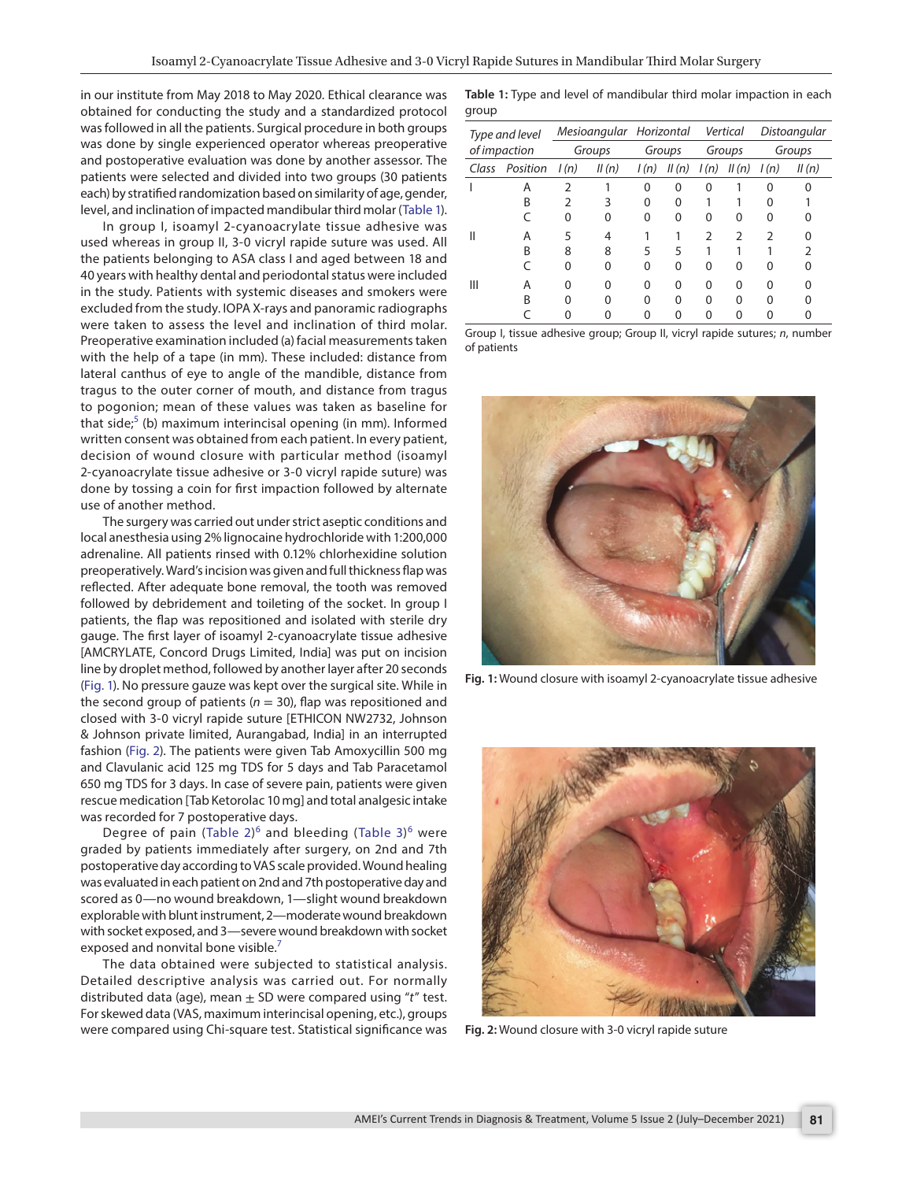in our institute from May 2018 to May 2020. Ethical clearance was obtained for conducting the study and a standardized protocol was followed in all the patients. Surgical procedure in both groups was done by single experienced operator whereas preoperative and postoperative evaluation was done by another assessor. The patients were selected and divided into two groups (30 patients each) by stratified randomization based on similarity of age, gender, level, and inclination of impacted mandibular third molar (Table 1).

In group I, isoamyl 2-cyanoacrylate tissue adhesive was used whereas in group II, 3-0 vicryl rapide suture was used. All the patients belonging to ASA class I and aged between 18 and 40 years with healthy dental and periodontal status were included in the study. Patients with systemic diseases and smokers were excluded from the study. IOPA X-rays and panoramic radiographs were taken to assess the level and inclination of third molar. Preoperative examination included (a) facial measurements taken with the help of a tape (in mm). These included: distance from lateral canthus of eye to angle of the mandible, distance from tragus to the outer corner of mouth, and distance from tragus to pogonion; mean of these values was taken as baseline for that side;[5] (b) maximum interincisal opening (in mm). Informed written consent was obtained from each patient. In every patient, decision of wound closure with particular method (isoamyl 2-cyanoacrylate tissue adhesive or 3-0 vicryl rapide suture) was done by tossing a coin for first impaction followed by alternate use of another method.

The surgery was carried out under strict aseptic conditions and local anesthesia using 2% lignocaine hydrochloride with 1:200,000 adrenaline. All patients rinsed with 0.12% chlorhexidine solution preoperatively. Ward's incision was given and full thickness flap was reflected. After adequate bone removal, the tooth was removed followed by debridement and toileting of the socket. In group I patients, the flap was repositioned and isolated with sterile dry gauge. The first layer of isoamyl 2-cyanoacrylate tissue adhesive [AMCRYLATE, Concord Drugs Limited, India] was put on incision line by droplet method, followed by another layer after 20 seconds (Fig. 1). No pressure gauze was kept over the surgical site. While in the second group of patients ($n = 30$), flap was repositioned and closed with 3-0 vicryl rapide suture [ETHICON NW2732, Johnson & Johnson private limited, Aurangabad, India] in an interrupted fashion (Fig. 2). The patients were given Tab Amoxycillin 500 mg and Clavulanic acid 125 mg TDS for 5 days and Tab Paracetamol 650 mg TDS for 3 days. In case of severe pain, patients were given rescue medication [Tab Ketorolac 10 mg] and total analgesic intake was recorded for 7 postoperative days.

Degree of pain (Table 2)[6] and bleeding (Table 3)[6] were graded by patients immediately after surgery, on 2nd and 7th postoperative day according to VAS scale provided. Wound healing was evaluated in each patient on 2nd and 7th postoperative day and scored as 0—no wound breakdown, 1—slight wound breakdown explorable with blunt instrument, 2—moderate wound breakdown with socket exposed, and 3—severe wound breakdown with socket exposed and nonvital bone visible.[7]

The data obtained were subjected to statistical analysis. Detailed descriptive analysis was carried out. For normally distributed data (age), mean ± SD were compared using "*t*" test. For skewed data (VAS, maximum interincisal opening, etc.), groups were compared using Chi-square test. Statistical significance was

**Table 1:** Type and level of mandibular third molar impaction in each group

| *Type and level of impaction* | | *Mesioangular Groups* | | *Horizontal Groups* | | *Vertical Groups* | | *Distoangular Groups* | |
|---|---|---|---|---|---|---|---|---|---|
| *Class* | *Position* | *I (n)* | *II (n)* | *I (n)* | *II (n)* | *I (n)* | *II (n)* | *I (n)* | *II (n)* |
| I | A | 2 | 1 | 0 | 0 | 0 | 1 | 0 | 0 |
| | B | 2 | 3 | 0 | 0 | 1 | 1 | 0 | 1 |
| | C | 0 | 0 | 0 | 0 | 0 | 0 | 0 | 0 |
| II | A | 5 | 4 | 1 | 1 | 2 | 2 | 2 | 0 |
| | B | 8 | 8 | 5 | 5 | 1 | 1 | 1 | 2 |
| | C | 0 | 0 | 0 | 0 | 0 | 0 | 0 | 0 |
| III | A | 0 | 0 | 0 | 0 | 0 | 0 | 0 | 0 |
| | B | 0 | 0 | 0 | 0 | 0 | 0 | 0 | 0 |
| | C | 0 | 0 | 0 | 0 | 0 | 0 | 0 | 0 |

Group I, tissue adhesive group; Group II, vicryl rapide sutures; *n*, number of patients

**Fig. 1:** Wound closure with isoamyl 2-cyanoacrylate tissue adhesive

**Fig. 2:** Wound closure with 3-0 vicryl rapide suture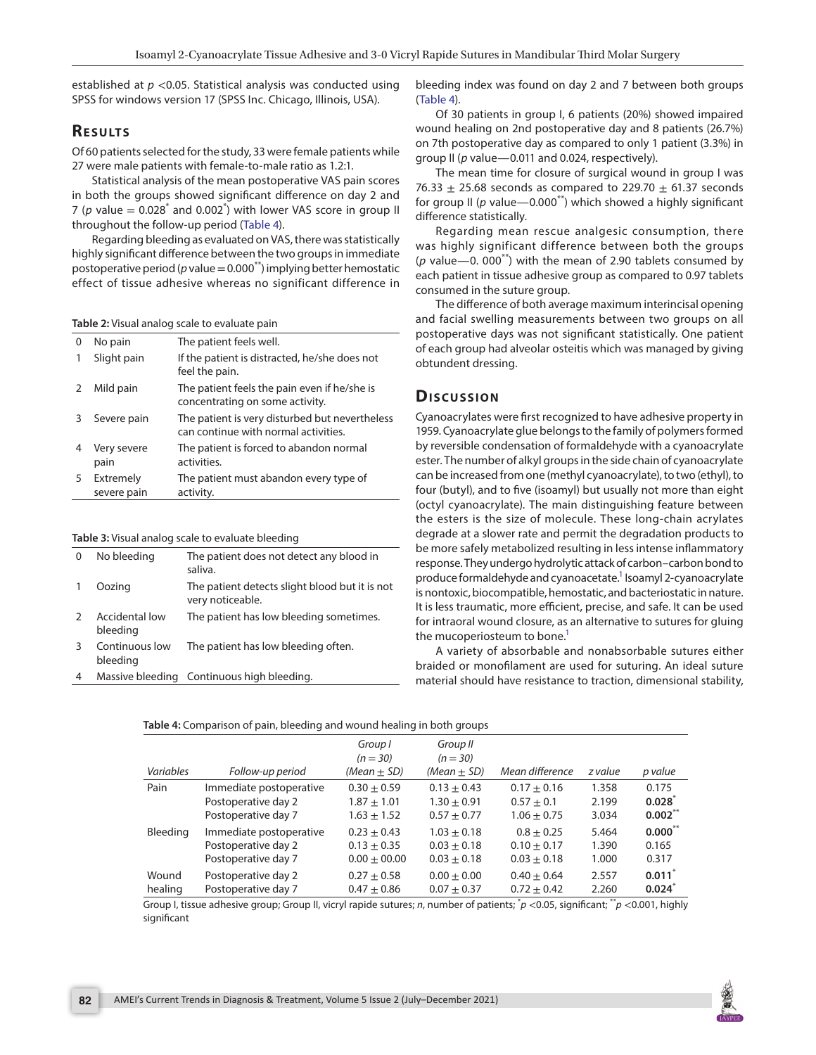established at $p < 0.05$. Statistical analysis was conducted using SPSS for windows version 17 (SPSS Inc. Chicago, Illinois, USA).

## Results

Of 60 patients selected for the study, 33 were female patients while 27 were male patients with female-to-male ratio as 1.2:1.

Statistical analysis of the mean postoperative VAS pain scores in both the groups showed significant difference on day 2 and 7 ($p$ value = 0.028* and 0.002*) with lower VAS score in group II throughout the follow-up period (Table 4).

Regarding bleeding as evaluated on VAS, there was statistically highly significant difference between the two groups in immediate postoperative period ($p$ value = 0.000**) implying better hemostatic effect of tissue adhesive whereas no significant difference in bleeding index was found on day 2 and 7 between both groups (Table 4).

Of 30 patients in group I, 6 patients (20%) showed impaired wound healing on 2nd postoperative day and 8 patients (26.7%) on 7th postoperative day as compared to only 1 patient (3.3%) in group II ($p$ value—0.011 and 0.024, respectively).

The mean time for closure of surgical wound in group I was 76.33 ± 25.68 seconds as compared to 229.70 ± 61.37 seconds for group II ($p$ value—0.000**) which showed a highly significant difference statistically.

Regarding mean rescue analgesic consumption, there was highly significant difference between both the groups ($p$ value—0. 000**) with the mean of 2.90 tablets consumed by each patient in tissue adhesive group as compared to 0.97 tablets consumed in the suture group.

The difference of both average maximum interincisal opening and facial swelling measurements between two groups on all postoperative days was not significant statistically. One patient of each group had alveolar osteitis which was managed by giving obtundent dressing.

**Table 2:** Visual analog scale to evaluate pain

| | | |
|---|---|---|
| 0 | No pain | The patient feels well. |
| 1 | Slight pain | If the patient is distracted, he/she does not feel the pain. |
| 2 | Mild pain | The patient feels the pain even if he/she is concentrating on some activity. |
| 3 | Severe pain | The patient is very disturbed but nevertheless can continue with normal activities. |
| 4 | Very severe pain | The patient is forced to abandon normal activities. |
| 5 | Extremely severe pain | The patient must abandon every type of activity. |

**Table 3:** Visual analog scale to evaluate bleeding

| | | |
|---|---|---|
| 0 | No bleeding | The patient does not detect any blood in saliva. |
| 1 | Oozing | The patient detects slight blood but it is not very noticeable. |
| 2 | Accidental low bleeding | The patient has low bleeding sometimes. |
| 3 | Continuous low bleeding | The patient has low bleeding often. |
| 4 | Massive bleeding | Continuous high bleeding. |

## Discussion

Cyanoacrylates were first recognized to have adhesive property in 1959. Cyanoacrylate glue belongs to the family of polymers formed by reversible condensation of formaldehyde with a cyanoacrylate ester. The number of alkyl groups in the side chain of cyanoacrylate can be increased from one (methyl cyanoacrylate), to two (ethyl), to four (butyl), and to five (isoamyl) but usually not more than eight (octyl cyanoacrylate). The main distinguishing feature between the esters is the size of molecule. These long-chain acrylates degrade at a slower rate and permit the degradation products to be more safely metabolized resulting in less intense inflammatory response. They undergo hydrolytic attack of carbon–carbon bond to produce formaldehyde and cyanoacetate.[1] Isoamyl 2-cyanoacrylate is nontoxic, biocompatible, hemostatic, and bacteriostatic in nature. It is less traumatic, more efficient, precise, and safe. It can be used for intraoral wound closure, as an alternative to sutures for gluing the mucoperiosteum to bone.[1]

A variety of absorbable and nonabsorbable sutures either braided or monofilament are used for suturing. An ideal suture material should have resistance to traction, dimensional stability,

**Table 4:** Comparison of pain, bleeding and wound healing in both groups

| *Variables* | *Follow-up period* | *Group I ($n = 30$) (Mean ± SD)* | *Group II ($n = 30$) (Mean ± SD)* | *Mean difference* | *z value* | *p value* |
|---|---|---|---|---|---|---|
| Pain | Immediate postoperative | 0.30 ± 0.59 | 0.13 ± 0.43 | 0.17 ± 0.16 | 1.358 | 0.175 |
| | Postoperative day 2 | 1.87 ± 1.01 | 1.30 ± 0.91 | 0.57 ± 0.1 | 2.199 | **0.028*** |
| | Postoperative day 7 | 1.63 ± 1.52 | 0.57 ± 0.77 | 1.06 ± 0.75 | 3.034 | **0.002**** |
| Bleeding | Immediate postoperative | 0.23 ± 0.43 | 1.03 ± 0.18 | 0.8 ± 0.25 | 5.464 | **0.000**** |
| | Postoperative day 2 | 0.13 ± 0.35 | 0.03 ± 0.18 | 0.10 ± 0.17 | 1.390 | 0.165 |
| | Postoperative day 7 | 0.00 ± 00.00 | 0.03 ± 0.18 | 0.03 ± 0.18 | 1.000 | 0.317 |
| Wound healing | Postoperative day 2 | 0.27 ± 0.58 | 0.00 ± 0.00 | 0.40 ± 0.64 | 2.557 | **0.011*** |
| | Postoperative day 7 | 0.47 ± 0.86 | 0.07 ± 0.37 | 0.72 ± 0.42 | 2.260 | **0.024*** |

Group I, tissue adhesive group; Group II, vicryl rapide sutures; $n$, number of patients; *$p < 0.05$, significant; **$p < 0.001$, highly significant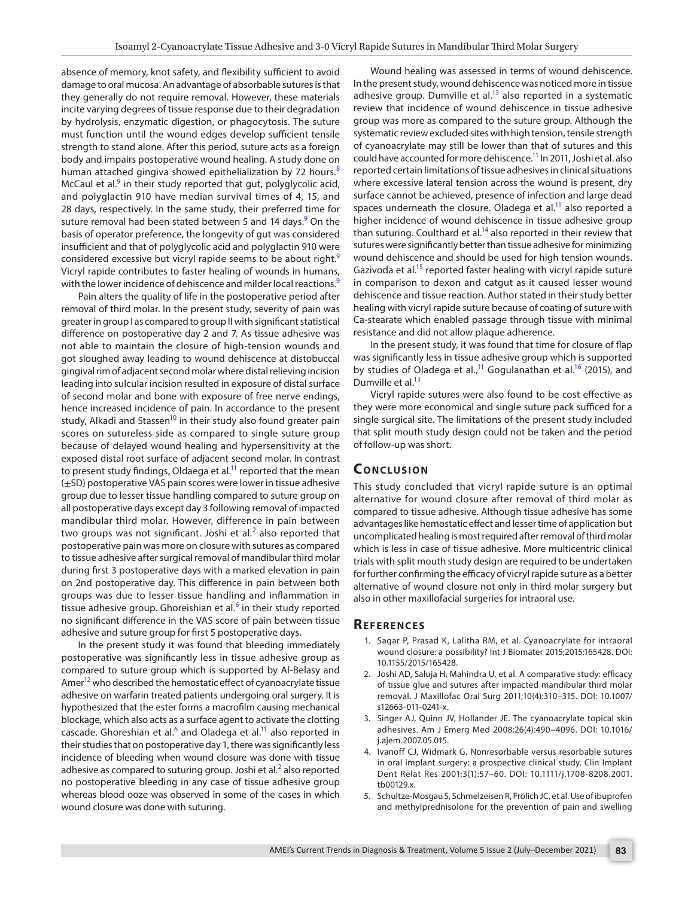absence of memory, knot safety, and flexibility sufficient to avoid damage to oral mucosa. An advantage of absorbable sutures is that they generally do not require removal. However, these materials incite varying degrees of tissue response due to their degradation by hydrolysis, enzymatic digestion, or phagocytosis. The suture must function until the wound edges develop sufficient tensile strength to stand alone. After this period, suture acts as a foreign body and impairs postoperative wound healing. A study done on human attached gingiva showed epithelialization by 72 hours.[8] McCaul et al.[9] in their study reported that gut, polyglycolic acid, and polyglactin 910 have median survival times of 4, 15, and 28 days, respectively. In the same study, their preferred time for suture removal had been stated between 5 and 14 days.[9] On the basis of operator preference, the longevity of gut was considered insufficient and that of polyglycolic acid and polyglactin 910 were considered excessive but vicryl rapide seems to be about right.[9] Vicryl rapide contributes to faster healing of wounds in humans, with the lower incidence of dehiscence and milder local reactions.[9]

Pain alters the quality of life in the postoperative period after removal of third molar. In the present study, severity of pain was greater in group I as compared to group II with significant statistical difference on postoperative day 2 and 7. As tissue adhesive was not able to maintain the closure of high-tension wounds and got sloughed away leading to wound dehiscence at distobuccal gingival rim of adjacent second molar where distal relieving incision leading into sulcular incision resulted in exposure of distal surface of second molar and bone with exposure of free nerve endings, hence increased incidence of pain. In accordance to the present study, Alkadi and Stassen[10] in their study also found greater pain scores on sutureless side as compared to single suture group because of delayed wound healing and hypersensitivity at the exposed distal root surface of adjacent second molar. In contrast to present study findings, Oldaega et al.[11] reported that the mean (±SD) postoperative VAS pain scores were lower in tissue adhesive group due to lesser tissue handling compared to suture group on all postoperative days except day 3 following removal of impacted mandibular third molar. However, difference in pain between two groups was not significant. Joshi et al.[2] also reported that postoperative pain was more on closure with sutures as compared to tissue adhesive after surgical removal of mandibular third molar during first 3 postoperative days with a marked elevation in pain on 2nd postoperative day. This difference in pain between both groups was due to lesser tissue handling and inflammation in tissue adhesive group. Ghoreishian et al.[6] in their study reported no significant difference in the VAS score of pain between tissue adhesive and suture group for first 5 postoperative days.

In the present study it was found that bleeding immediately postoperative was significantly less in tissue adhesive group as compared to suture group which is supported by Al-Belasy and Amer[12] who described the hemostatic effect of cyanoacrylate tissue adhesive on warfarin treated patients undergoing oral surgery. It is hypothesized that the ester forms a macrofilm causing mechanical blockage, which also acts as a surface agent to activate the clotting cascade. Ghoreshian et al.[6] and Oladega et al.[11] also reported in their studies that on postoperative day 1, there was significantly less incidence of bleeding when wound closure was done with tissue adhesive as compared to suturing group. Joshi et al.[2] also reported no postoperative bleeding in any case of tissue adhesive group whereas blood ooze was observed in some of the cases in which wound closure was done with suturing.

Wound healing was assessed in terms of wound dehiscence. In the present study, wound dehiscence was noticed more in tissue adhesive group. Dumville et al.[13] also reported in a systematic review that incidence of wound dehiscence in tissue adhesive group was more as compared to the suture group. Although the systematic review excluded sites with high tension, tensile strength of cyanoacrylate may still be lower than that of sutures and this could have accounted for more dehiscence.[11] In 2011, Joshi et al. also reported certain limitations of tissue adhesives in clinical situations where excessive lateral tension across the wound is present, dry surface cannot be achieved, presence of infection and large dead spaces underneath the closure. Oladega et al.[11] also reported a higher incidence of wound dehiscence in tissue adhesive group than suturing. Coulthard et al.[14] also reported in their review that sutures were significantly better than tissue adhesive for minimizing wound dehiscence and should be used for high tension wounds. Gazivoda et al.[15] reported faster healing with vicryl rapide suture in comparison to dexon and catgut as it caused lesser wound dehiscence and tissue reaction. Author stated in their study better healing with vicryl rapide suture because of coating of suture with Ca-stearate which enabled passage through tissue with minimal resistance and did not allow plaque adherence.

In the present study, it was found that time for closure of flap was significantly less in tissue adhesive group which is supported by studies of Oladega et al.,[11] Gogulanathan et al.[16] (2015), and Dumville et al.[13]

Vicryl rapide sutures were also found to be cost effective as they were more economical and single suture pack sufficed for a single surgical site. The limitations of the present study included that split mouth study design could not be taken and the period of follow-up was short.

## Conclusion

This study concluded that vicryl rapide suture is an optimal alternative for wound closure after removal of third molar as compared to tissue adhesive. Although tissue adhesive has some advantages like hemostatic effect and lesser time of application but uncomplicated healing is most required after removal of third molar which is less in case of tissue adhesive. More multicentric clinical trials with split mouth study design are required to be undertaken for further confirming the efficacy of vicryl rapide suture as a better alternative of wound closure not only in third molar surgery but also in other maxillofacial surgeries for intraoral use.

## References

1. Sagar P, Prasad K, Lalitha RM, et al. Cyanoacrylate for intraoral wound closure: a possibility? Int J Biomater 2015;2015:165428. DOI: 10.1155/2015/165428.
2. Joshi AD, Saluja H, Mahindra U, et al. A comparative study: efficacy of tissue glue and sutures after impacted mandibular third molar removal. J Maxillofac Oral Surg 2011;10(4):310–315. DOI: 10.1007/s12663-011-0241-x.
3. Singer AJ, Quinn JV, Hollander JE. The cyanoacrylate topical skin adhesives. Am J Emerg Med 2008;26(4):490–4096. DOI: 10.1016/j.ajem.2007.05.015.
4. Ivanoff CJ, Widmark G. Nonresorbable versus resorbable sutures in oral implant surgery: a prospective clinical study. Clin Implant Dent Relat Res 2001;3(1):57–60. DOI: 10.1111/j.1708-8208.2001.tb00129.x.
5. Schultze-Mosgau S, Schmelzeisen R, Frölich JC, et al. Use of ibuprofen and methylprednisolone for the prevention of pain and swelling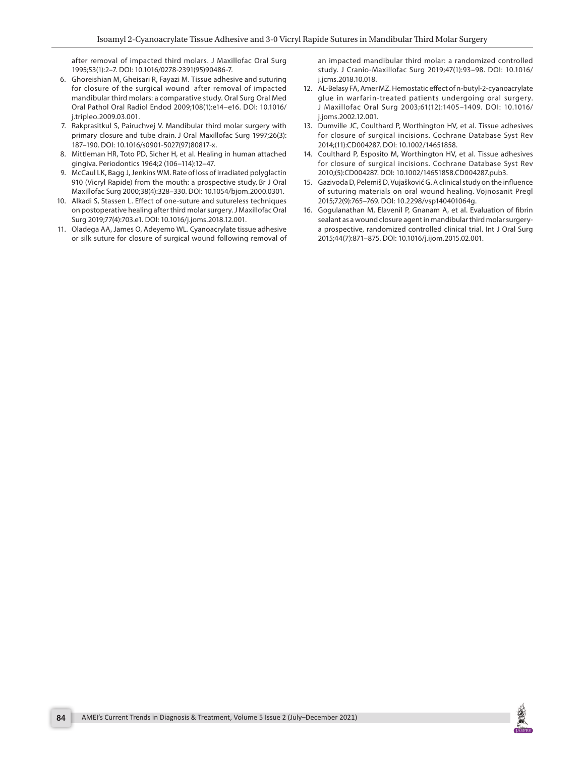after removal of impacted third molars. J Maxillofac Oral Surg 1995;53(1):2–7. DOI: 10.1016/0278-2391(95)90486-7.

6. Ghoreishian M, Gheisari R, Fayazi M. Tissue adhesive and suturing for closure of the surgical wound after removal of impacted mandibular third molars: a comparative study. Oral Surg Oral Med Oral Pathol Oral Radiol Endod 2009;108(1):e14–e16. DOI: 10.1016/j.tripleo.2009.03.001.
7. Rakprasitkul S, Pairuchvej V. Mandibular third molar surgery with primary closure and tube drain. J Oral Maxillofac Surg 1997;26(3): 187–190. DOI: 10.1016/s0901-5027(97)80817-x.
8. Mittleman HR, Toto PD, Sicher H, et al. Healing in human attached gingiva. Periodontics 1964;2 (106–114):12–47.
9. McCaul LK, Bagg J, Jenkins WM. Rate of loss of irradiated polyglactin 910 (Vicryl Rapide) from the mouth: a prospective study. Br J Oral Maxillofac Surg 2000;38(4):328–330. DOI: 10.1054/bjom.2000.0301.
10. Alkadi S, Stassen L. Effect of one-suture and sutureless techniques on postoperative healing after third molar surgery. J Maxillofac Oral Surg 2019;77(4):703.e1. DOI: 10.1016/j.joms.2018.12.001.
11. Oladega AA, James O, Adeyemo WL. Cyanoacrylate tissue adhesive or silk suture for closure of surgical wound following removal of an impacted mandibular third molar: a randomized controlled study. J Cranio-Maxillofac Surg 2019;47(1):93–98. DOI: 10.1016/j.jcms.2018.10.018.
12. AL-Belasy FA, Amer MZ. Hemostatic effect of n-butyl-2-cyanoacrylate glue in warfarin-treated patients undergoing oral surgery. J Maxillofac Oral Surg 2003;61(12):1405–1409. DOI: 10.1016/j.joms.2002.12.001.
13. Dumville JC, Coulthard P, Worthington HV, et al. Tissue adhesives for closure of surgical incisions. Cochrane Database Syst Rev 2014;(11):CD004287. DOI: 10.1002/14651858.
14. Coulthard P, Esposito M, Worthington HV, et al. Tissue adhesives for closure of surgical incisions. Cochrane Database Syst Rev 2010;(5):CD004287. DOI: 10.1002/14651858.CD004287.pub3.
15. Gazivoda D, Pelemiš D, Vujašković G. A clinical study on the influence of suturing materials on oral wound healing. Vojnosanit Pregl 2015;72(9):765–769. DOI: 10.2298/vsp140401064g.
16. Gogulanathan M, Elavenil P, Gnanam A, et al. Evaluation of fibrin sealant as a wound closure agent in mandibular third molar surgery-a prospective, randomized controlled clinical trial. Int J Oral Surg 2015;44(7):871–875. DOI: 10.1016/j.ijom.2015.02.001.